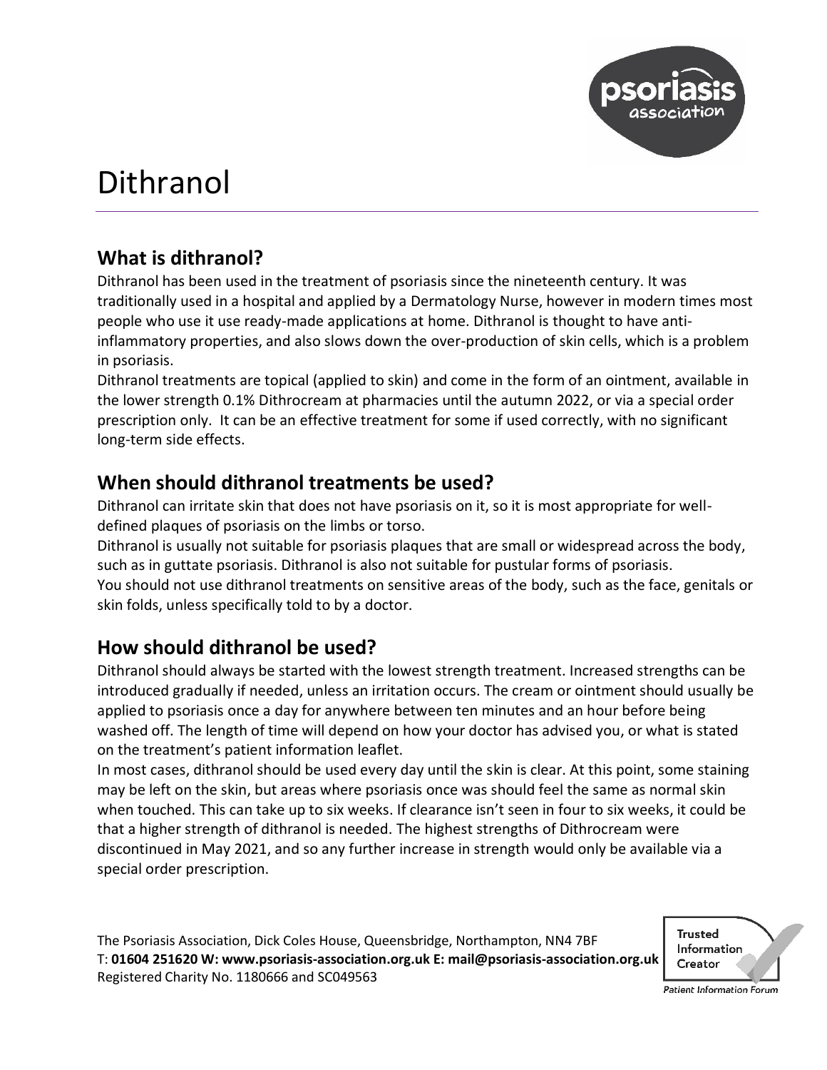# Dithranol

## What is dithranol?

Dithranol has been used in the treatment of psoriasis since the nineteenth century. It was traditionally used in a hospital and applied by a Dermatology Nurse, however in modern times most people who use it use ready-made applications at home. Dithranol is thought to have anti-inflammatory properties, and also slows down the over-production of skin cells, which is a problem in psoriasis.

Dithranol treatments are topical (applied to skin) and come in the form of an ointment, available in the lower strength 0.1% Dithrocream at pharmacies until the autumn 2022, or via a special order prescription only. It can be an effective treatment for some if used correctly, with no significant long-term side effects.

## When should dithranol treatments be used?

Dithranol can irritate skin that does not have psoriasis on it, so it is most appropriate for well-defined plaques of psoriasis on the limbs or torso.

Dithranol is usually not suitable for psoriasis plaques that are small or widespread across the body, such as in guttate psoriasis. Dithranol is also not suitable for pustular forms of psoriasis.

You should not use dithranol treatments on sensitive areas of the body, such as the face, genitals or skin folds, unless specifically told to by a doctor.

## How should dithranol be used?

Dithranol should always be started with the lowest strength treatment. Increased strengths can be introduced gradually if needed, unless an irritation occurs. The cream or ointment should usually be applied to psoriasis once a day for anywhere between ten minutes and an hour before being washed off. The length of time will depend on how your doctor has advised you, or what is stated on the treatment's patient information leaflet.

In most cases, dithranol should be used every day until the skin is clear. At this point, some staining may be left on the skin, but areas where psoriasis once was should feel the same as normal skin when touched. This can take up to six weeks. If clearance isn't seen in four to six weeks, it could be that a higher strength of dithranol is needed. The highest strengths of Dithrocream were discontinued in May 2021, and so any further increase in strength would only be available via a special order prescription.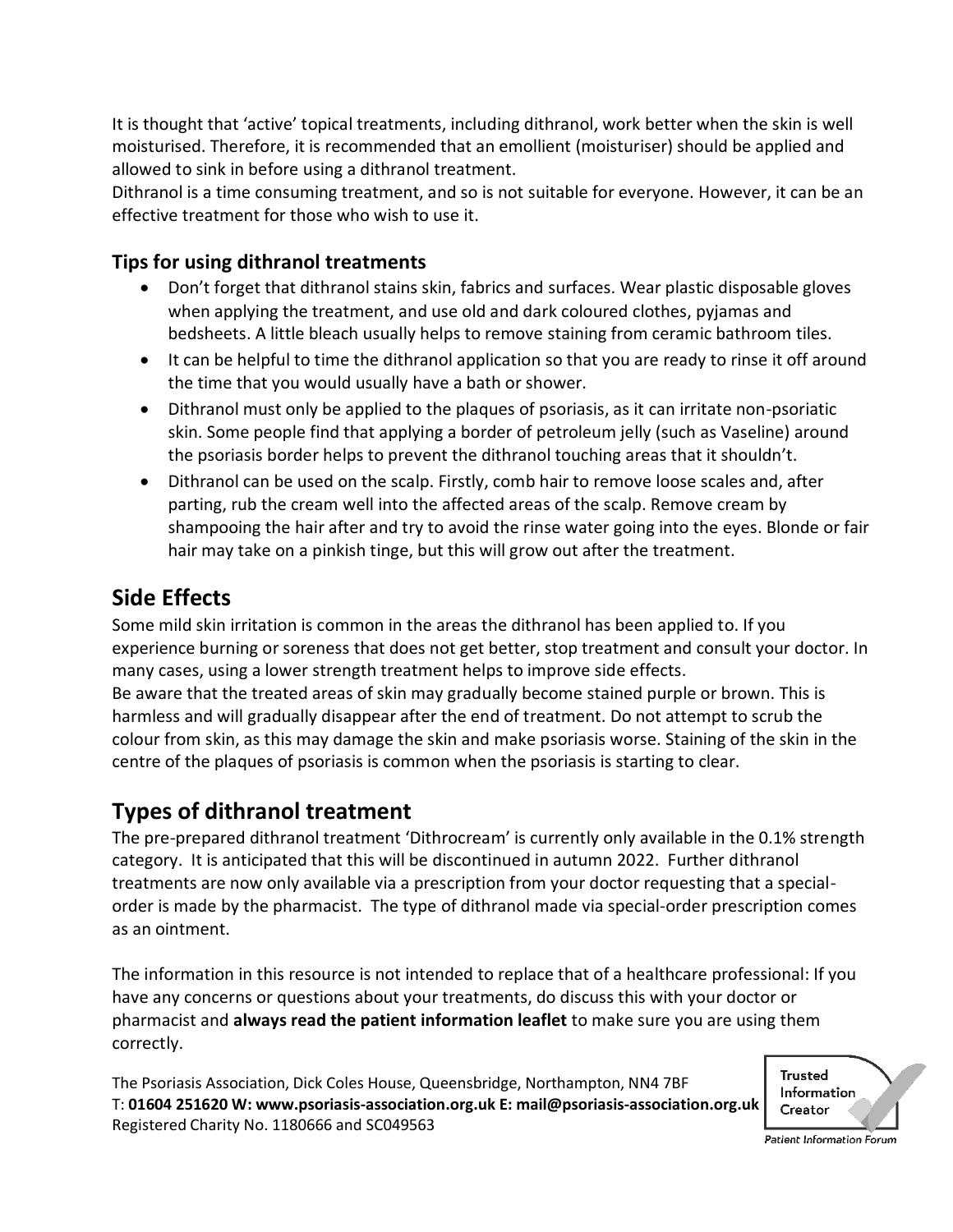It is thought that 'active' topical treatments, including dithranol, work better when the skin is well moisturised. Therefore, it is recommended that an emollient (moisturiser) should be applied and allowed to sink in before using a dithranol treatment.

Dithranol is a time consuming treatment, and so is not suitable for everyone. However, it can be an effective treatment for those who wish to use it.

### Tips for using dithranol treatments

- Don't forget that dithranol stains skin, fabrics and surfaces. Wear plastic disposable gloves when applying the treatment, and use old and dark coloured clothes, pyjamas and bedsheets. A little bleach usually helps to remove staining from ceramic bathroom tiles.
- It can be helpful to time the dithranol application so that you are ready to rinse it off around the time that you would usually have a bath or shower.
- Dithranol must only be applied to the plaques of psoriasis, as it can irritate non-psoriatic skin. Some people find that applying a border of petroleum jelly (such as Vaseline) around the psoriasis border helps to prevent the dithranol touching areas that it shouldn't.
- Dithranol can be used on the scalp. Firstly, comb hair to remove loose scales and, after parting, rub the cream well into the affected areas of the scalp. Remove cream by shampooing the hair after and try to avoid the rinse water going into the eyes. Blonde or fair hair may take on a pinkish tinge, but this will grow out after the treatment.

## Side Effects

Some mild skin irritation is common in the areas the dithranol has been applied to. If you experience burning or soreness that does not get better, stop treatment and consult your doctor. In many cases, using a lower strength treatment helps to improve side effects.

Be aware that the treated areas of skin may gradually become stained purple or brown. This is harmless and will gradually disappear after the end of treatment. Do not attempt to scrub the colour from skin, as this may damage the skin and make psoriasis worse. Staining of the skin in the centre of the plaques of psoriasis is common when the psoriasis is starting to clear.

## Types of dithranol treatment

The pre-prepared dithranol treatment 'Dithrocream' is currently only available in the 0.1% strength category. It is anticipated that this will be discontinued in autumn 2022. Further dithranol treatments are now only available via a prescription from your doctor requesting that a special-order is made by the pharmacist. The type of dithranol made via special-order prescription comes as an ointment.

The information in this resource is not intended to replace that of a healthcare professional: If you have any concerns or questions about your treatments, do discuss this with your doctor or pharmacist and **always read the patient information leaflet** to make sure you are using them correctly.

The Psoriasis Association, Dick Coles House, Queensbridge, Northampton, NN4 7BF
T: **01604 251620 W: www.psoriasis-association.org.uk E: mail@psoriasis-association.org.uk**
Registered Charity No. 1180666 and SC049563

Trusted Information Creator
Patient Information Forum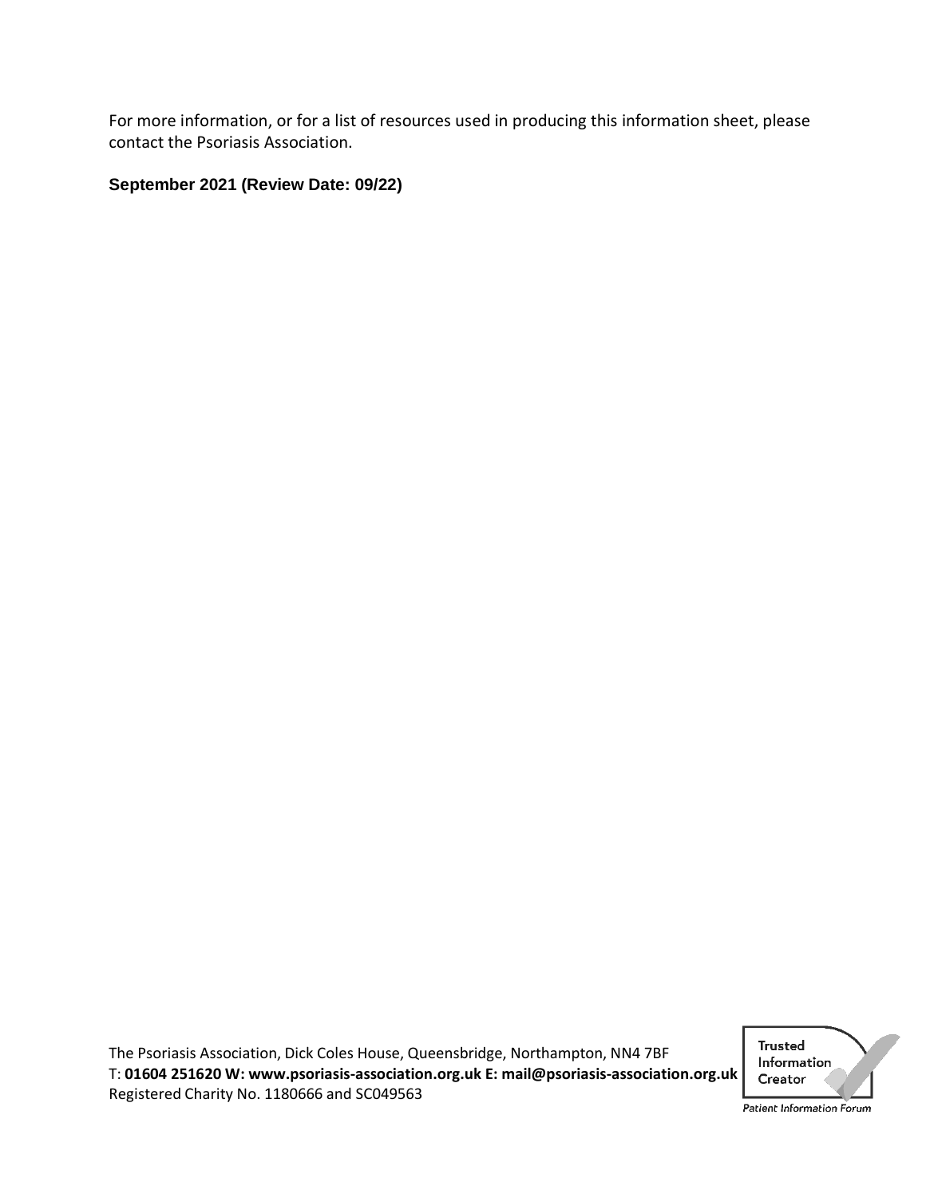For more information, or for a list of resources used in producing this information sheet, please contact the Psoriasis Association.

**September 2021 (Review Date: 09/22)**

The Psoriasis Association, Dick Coles House, Queensbridge, Northampton, NN4 7BF
T: **01604 251620 W: www.psoriasis-association.org.uk E: mail@psoriasis-association.org.uk**
Registered Charity No. 1180666 and SC049563

Trusted Information Creator
Patient Information Forum